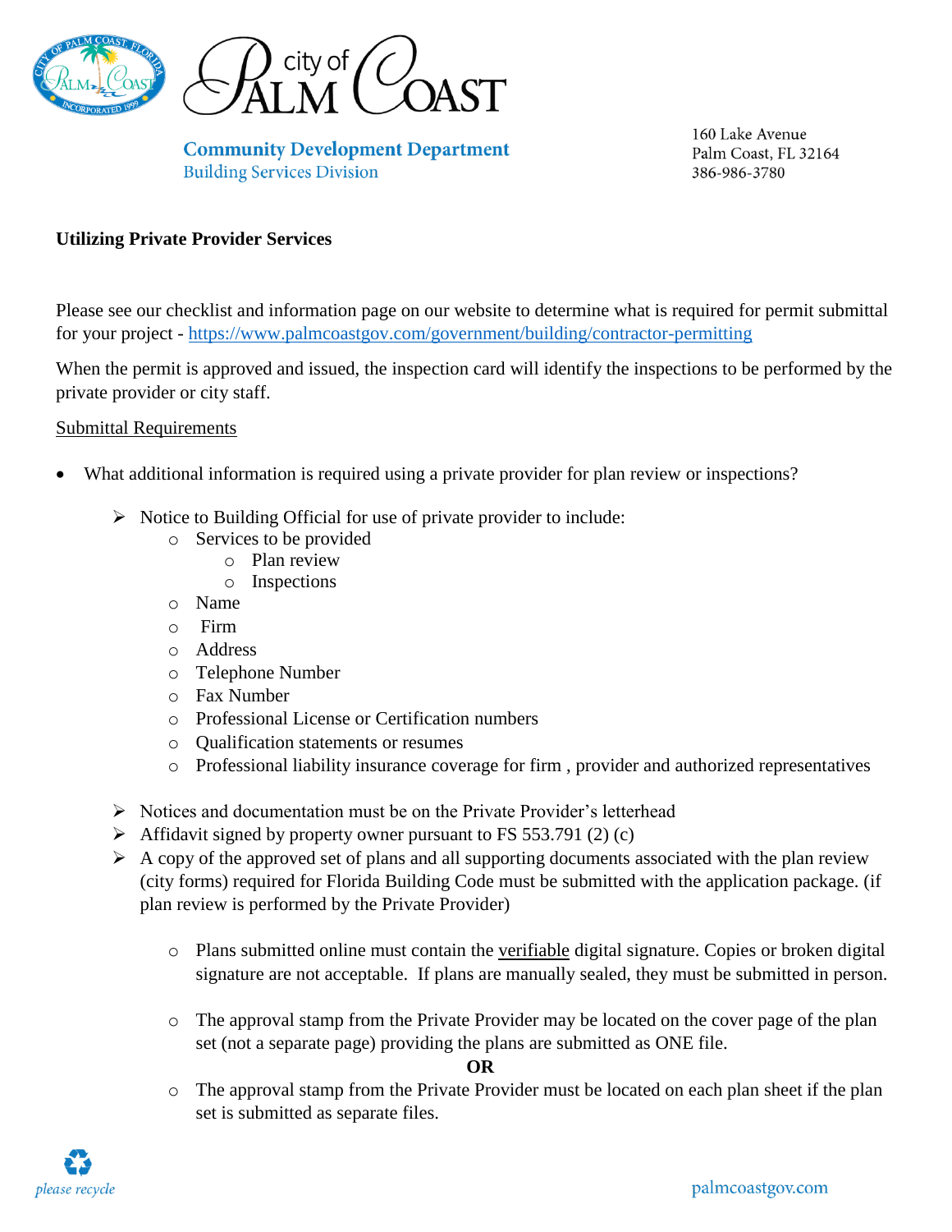# City of Palm Coast

**Community Development Department**
Building Services Division

160 Lake Avenue
Palm Coast, FL 32164
386-986-3780

**Utilizing Private Provider Services**

Please see our checklist and information page on our website to determine what is required for permit submittal for your project - https://www.palmcoastgov.com/government/building/contractor-permitting

When the permit is approved and issued, the inspection card will identify the inspections to be performed by the private provider or city staff.

Submittal Requirements

- What additional information is required using a private provider for plan review or inspections?
  - Notice to Building Official for use of private provider to include:
    - Services to be provided
      - Plan review
      - Inspections
    - Name
    - Firm
    - Address
    - Telephone Number
    - Fax Number
    - Professional License or Certification numbers
    - Qualification statements or resumes
    - Professional liability insurance coverage for firm , provider and authorized representatives
  - Notices and documentation must be on the Private Provider's letterhead
  - Affidavit signed by property owner pursuant to FS 553.791 (2) (c)
  - A copy of the approved set of plans and all supporting documents associated with the plan review (city forms) required for Florida Building Code must be submitted with the application package. (if plan review is performed by the Private Provider)
    - Plans submitted online must contain the verifiable digital signature. Copies or broken digital signature are not acceptable. If plans are manually sealed, they must be submitted in person.
    - The approval stamp from the Private Provider may be located on the cover page of the plan set (not a separate page) providing the plans are submitted as ONE file.

      **OR**
    - The approval stamp from the Private Provider must be located on each plan sheet if the plan set is submitted as separate files.

*please recycle*

palmcoastgov.com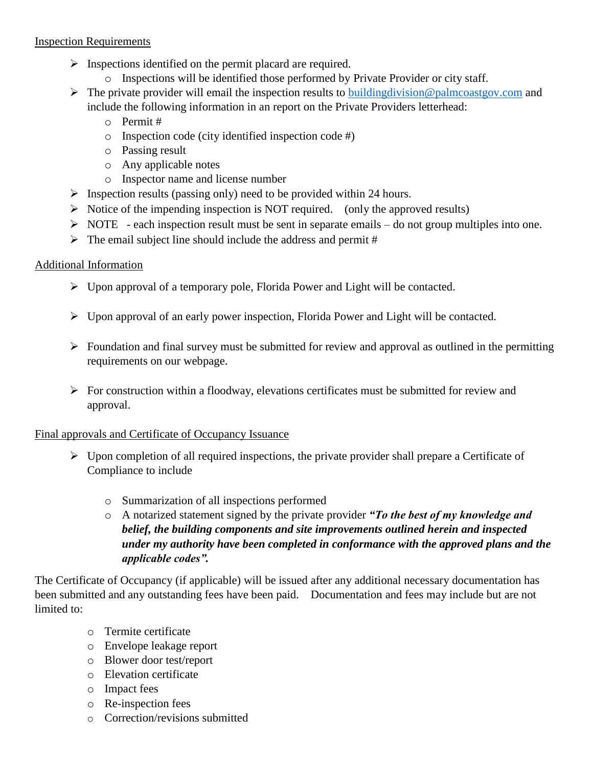Inspection Requirements

- Inspections identified on the permit placard are required.
  - Inspections will be identified those performed by Private Provider or city staff.
- The private provider will email the inspection results to buildingdivision@palmcoastgov.com and include the following information in an report on the Private Providers letterhead:
  - Permit #
  - Inspection code (city identified inspection code #)
  - Passing result
  - Any applicable notes
  - Inspector name and license number
- Inspection results (passing only) need to be provided within 24 hours.
- Notice of the impending inspection is NOT required. (only the approved results)
- NOTE - each inspection result must be sent in separate emails – do not group multiples into one.
- The email subject line should include the address and permit #

Additional Information

- Upon approval of a temporary pole, Florida Power and Light will be contacted.
- Upon approval of an early power inspection, Florida Power and Light will be contacted.
- Foundation and final survey must be submitted for review and approval as outlined in the permitting requirements on our webpage.
- For construction within a floodway, elevations certificates must be submitted for review and approval.

Final approvals and Certificate of Occupancy Issuance

- Upon completion of all required inspections, the private provider shall prepare a Certificate of Compliance to include
  - Summarization of all inspections performed
  - A notarized statement signed by the private provider ***"To the best of my knowledge and belief, the building components and site improvements outlined herein and inspected under my authority have been completed in conformance with the approved plans and the applicable codes".***

The Certificate of Occupancy (if applicable) will be issued after any additional necessary documentation has been submitted and any outstanding fees have been paid. Documentation and fees may include but are not limited to:

- Termite certificate
- Envelope leakage report
- Blower door test/report
- Elevation certificate
- Impact fees
- Re-inspection fees
- Correction/revisions submitted